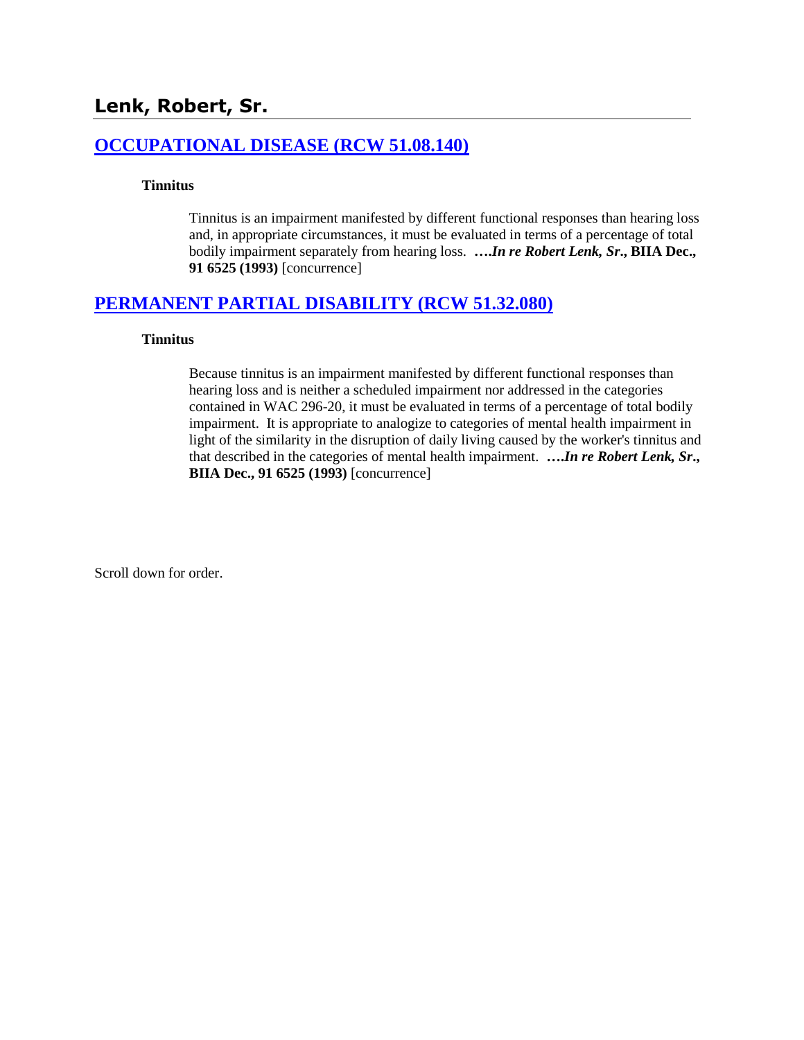## Lenk, Robert, Sr.

### [OCCUPATIONAL DISEASE (RCW 51.08.140)]

**Tinnitus**

Tinnitus is an impairment manifested by different functional responses than hearing loss and, in appropriate circumstances, it must be evaluated in terms of a percentage of total bodily impairment separately from hearing loss. **….*In re Robert Lenk, Sr*., BIIA Dec., 91 6525 (1993)** [concurrence]

### [PERMANENT PARTIAL DISABILITY (RCW 51.32.080)]

**Tinnitus**

Because tinnitus is an impairment manifested by different functional responses than hearing loss and is neither a scheduled impairment nor addressed in the categories contained in WAC 296-20, it must be evaluated in terms of a percentage of total bodily impairment. It is appropriate to analogize to categories of mental health impairment in light of the similarity in the disruption of daily living caused by the worker's tinnitus and that described in the categories of mental health impairment. **….*In re Robert Lenk, Sr*., BIIA Dec., 91 6525 (1993)** [concurrence]

Scroll down for order.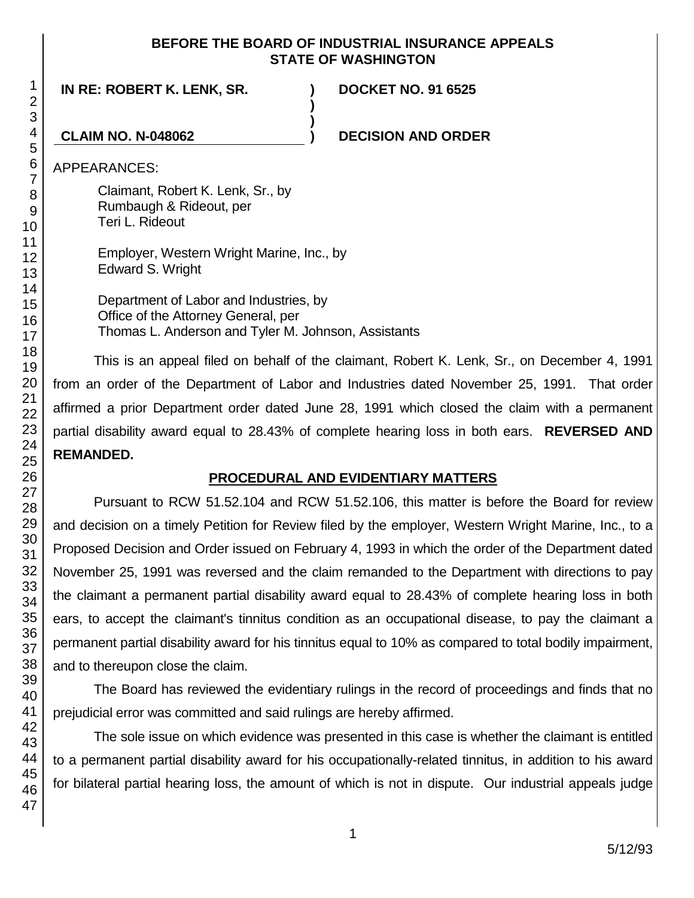**BEFORE THE BOARD OF INDUSTRIAL INSURANCE APPEALS**
**STATE OF WASHINGTON**

**IN RE: ROBERT K. LENK, SR.** ) **DOCKET NO. 91 6525**

**CLAIM NO. N-048062** ) **DECISION AND ORDER**

APPEARANCES:

Claimant, Robert K. Lenk, Sr., by
Rumbaugh & Rideout, per
Teri L. Rideout

Employer, Western Wright Marine, Inc., by
Edward S. Wright

Department of Labor and Industries, by
Office of the Attorney General, per
Thomas L. Anderson and Tyler M. Johnson, Assistants

This is an appeal filed on behalf of the claimant, Robert K. Lenk, Sr., on December 4, 1991 from an order of the Department of Labor and Industries dated November 25, 1991. That order affirmed a prior Department order dated June 28, 1991 which closed the claim with a permanent partial disability award equal to 28.43% of complete hearing loss in both ears. **REVERSED AND REMANDED.**

## PROCEDURAL AND EVIDENTIARY MATTERS

Pursuant to RCW 51.52.104 and RCW 51.52.106, this matter is before the Board for review and decision on a timely Petition for Review filed by the employer, Western Wright Marine, Inc., to a Proposed Decision and Order issued on February 4, 1993 in which the order of the Department dated November 25, 1991 was reversed and the claim remanded to the Department with directions to pay the claimant a permanent partial disability award equal to 28.43% of complete hearing loss in both ears, to accept the claimant's tinnitus condition as an occupational disease, to pay the claimant a permanent partial disability award for his tinnitus equal to 10% as compared to total bodily impairment, and to thereupon close the claim.

The Board has reviewed the evidentiary rulings in the record of proceedings and finds that no prejudicial error was committed and said rulings are hereby affirmed.

The sole issue on which evidence was presented in this case is whether the claimant is entitled to a permanent partial disability award for his occupationally-related tinnitus, in addition to his award for bilateral partial hearing loss, the amount of which is not in dispute. Our industrial appeals judge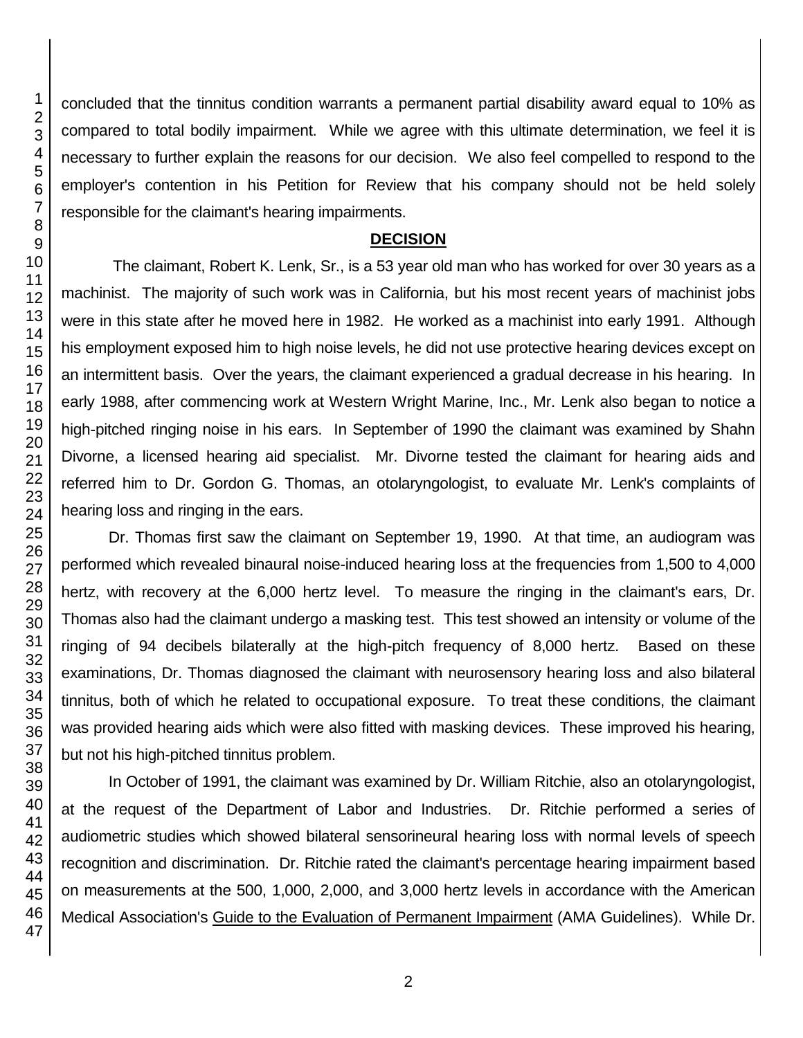concluded that the tinnitus condition warrants a permanent partial disability award equal to 10% as compared to total bodily impairment. While we agree with this ultimate determination, we feel it is necessary to further explain the reasons for our decision. We also feel compelled to respond to the employer's contention in his Petition for Review that his company should not be held solely responsible for the claimant's hearing impairments.

## DECISION

The claimant, Robert K. Lenk, Sr., is a 53 year old man who has worked for over 30 years as a machinist. The majority of such work was in California, but his most recent years of machinist jobs were in this state after he moved here in 1982. He worked as a machinist into early 1991. Although his employment exposed him to high noise levels, he did not use protective hearing devices except on an intermittent basis. Over the years, the claimant experienced a gradual decrease in his hearing. In early 1988, after commencing work at Western Wright Marine, Inc., Mr. Lenk also began to notice a high-pitched ringing noise in his ears. In September of 1990 the claimant was examined by Shahn Divorne, a licensed hearing aid specialist. Mr. Divorne tested the claimant for hearing aids and referred him to Dr. Gordon G. Thomas, an otolaryngologist, to evaluate Mr. Lenk's complaints of hearing loss and ringing in the ears.

Dr. Thomas first saw the claimant on September 19, 1990. At that time, an audiogram was performed which revealed binaural noise-induced hearing loss at the frequencies from 1,500 to 4,000 hertz, with recovery at the 6,000 hertz level. To measure the ringing in the claimant's ears, Dr. Thomas also had the claimant undergo a masking test. This test showed an intensity or volume of the ringing of 94 decibels bilaterally at the high-pitch frequency of 8,000 hertz. Based on these examinations, Dr. Thomas diagnosed the claimant with neurosensory hearing loss and also bilateral tinnitus, both of which he related to occupational exposure. To treat these conditions, the claimant was provided hearing aids which were also fitted with masking devices. These improved his hearing, but not his high-pitched tinnitus problem.

In October of 1991, the claimant was examined by Dr. William Ritchie, also an otolaryngologist, at the request of the Department of Labor and Industries. Dr. Ritchie performed a series of audiometric studies which showed bilateral sensorineural hearing loss with normal levels of speech recognition and discrimination. Dr. Ritchie rated the claimant's percentage hearing impairment based on measurements at the 500, 1,000, 2,000, and 3,000 hertz levels in accordance with the American Medical Association's <u>Guide to the Evaluation of Permanent Impairment</u> (AMA Guidelines). While Dr.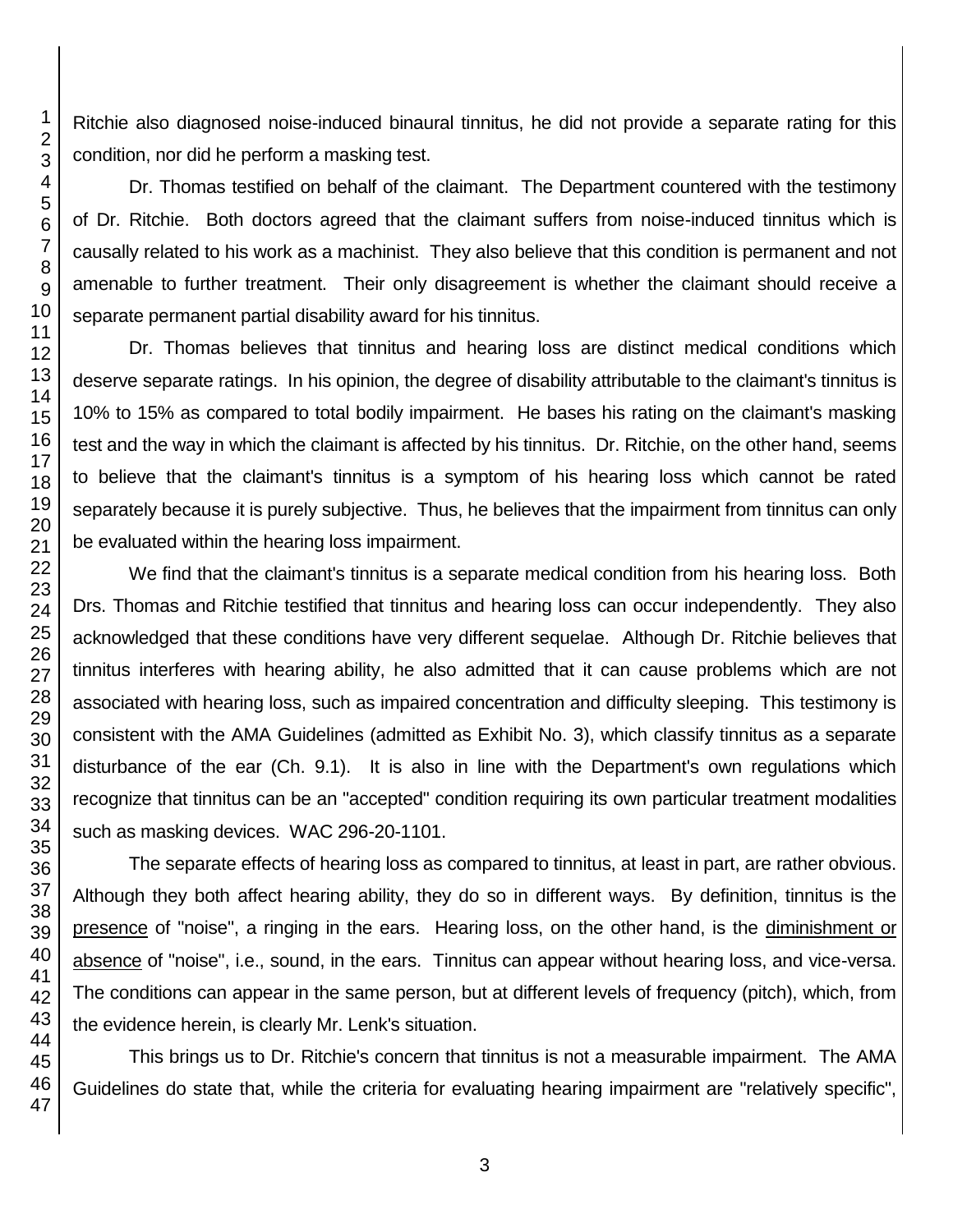Ritchie also diagnosed noise-induced binaural tinnitus, he did not provide a separate rating for this condition, nor did he perform a masking test.

Dr. Thomas testified on behalf of the claimant. The Department countered with the testimony of Dr. Ritchie. Both doctors agreed that the claimant suffers from noise-induced tinnitus which is causally related to his work as a machinist. They also believe that this condition is permanent and not amenable to further treatment. Their only disagreement is whether the claimant should receive a separate permanent partial disability award for his tinnitus.

Dr. Thomas believes that tinnitus and hearing loss are distinct medical conditions which deserve separate ratings. In his opinion, the degree of disability attributable to the claimant's tinnitus is 10% to 15% as compared to total bodily impairment. He bases his rating on the claimant's masking test and the way in which the claimant is affected by his tinnitus. Dr. Ritchie, on the other hand, seems to believe that the claimant's tinnitus is a symptom of his hearing loss which cannot be rated separately because it is purely subjective. Thus, he believes that the impairment from tinnitus can only be evaluated within the hearing loss impairment.

We find that the claimant's tinnitus is a separate medical condition from his hearing loss. Both Drs. Thomas and Ritchie testified that tinnitus and hearing loss can occur independently. They also acknowledged that these conditions have very different sequelae. Although Dr. Ritchie believes that tinnitus interferes with hearing ability, he also admitted that it can cause problems which are not associated with hearing loss, such as impaired concentration and difficulty sleeping. This testimony is consistent with the AMA Guidelines (admitted as Exhibit No. 3), which classify tinnitus as a separate disturbance of the ear (Ch. 9.1). It is also in line with the Department's own regulations which recognize that tinnitus can be an "accepted" condition requiring its own particular treatment modalities such as masking devices. WAC 296-20-1101.

The separate effects of hearing loss as compared to tinnitus, at least in part, are rather obvious. Although they both affect hearing ability, they do so in different ways. By definition, tinnitus is the presence of "noise", a ringing in the ears. Hearing loss, on the other hand, is the diminishment or absence of "noise", i.e., sound, in the ears. Tinnitus can appear without hearing loss, and vice-versa. The conditions can appear in the same person, but at different levels of frequency (pitch), which, from the evidence herein, is clearly Mr. Lenk's situation.

This brings us to Dr. Ritchie's concern that tinnitus is not a measurable impairment. The AMA Guidelines do state that, while the criteria for evaluating hearing impairment are "relatively specific",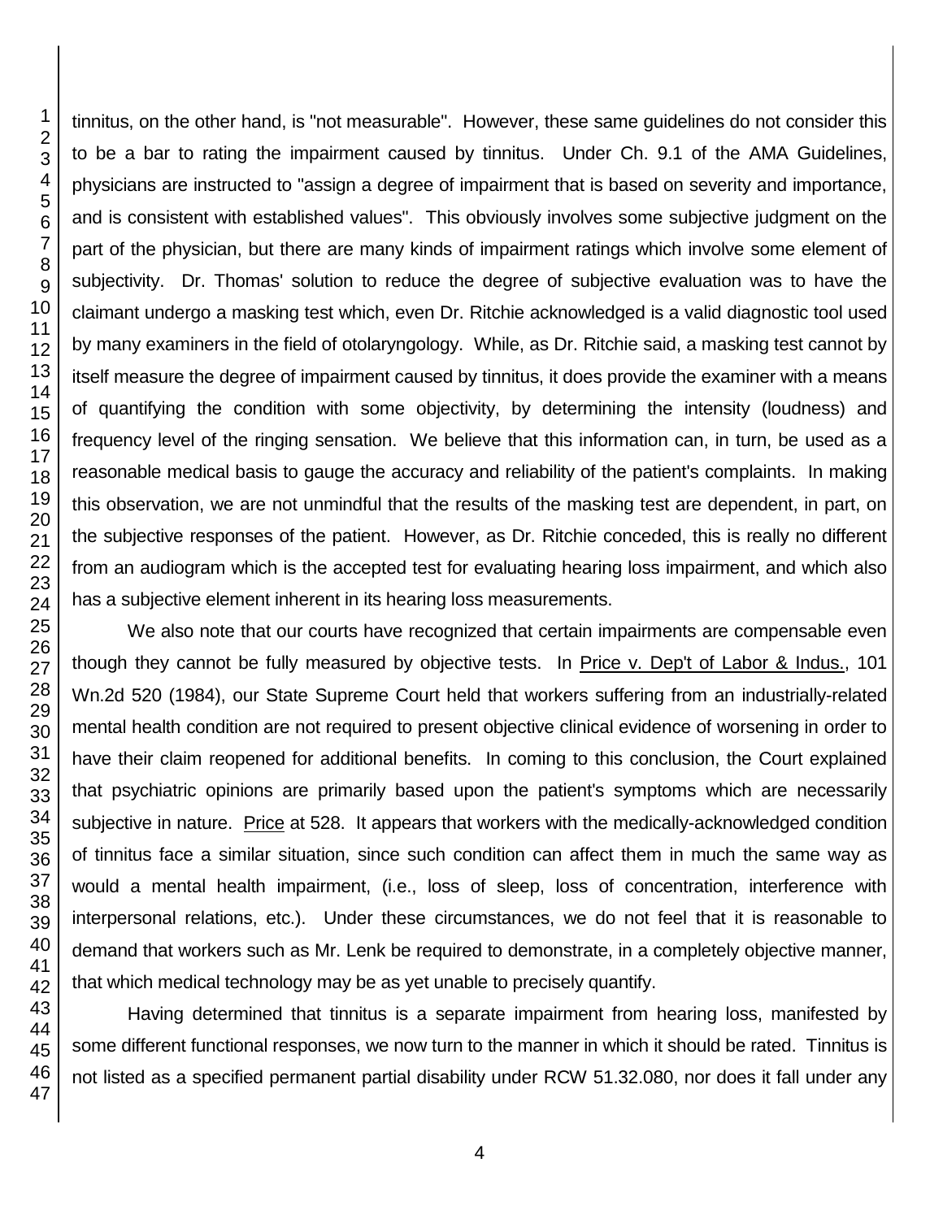tinnitus, on the other hand, is "not measurable". However, these same guidelines do not consider this to be a bar to rating the impairment caused by tinnitus. Under Ch. 9.1 of the AMA Guidelines, physicians are instructed to "assign a degree of impairment that is based on severity and importance, and is consistent with established values". This obviously involves some subjective judgment on the part of the physician, but there are many kinds of impairment ratings which involve some element of subjectivity. Dr. Thomas' solution to reduce the degree of subjective evaluation was to have the claimant undergo a masking test which, even Dr. Ritchie acknowledged is a valid diagnostic tool used by many examiners in the field of otolaryngology. While, as Dr. Ritchie said, a masking test cannot by itself measure the degree of impairment caused by tinnitus, it does provide the examiner with a means of quantifying the condition with some objectivity, by determining the intensity (loudness) and frequency level of the ringing sensation. We believe that this information can, in turn, be used as a reasonable medical basis to gauge the accuracy and reliability of the patient's complaints. In making this observation, we are not unmindful that the results of the masking test are dependent, in part, on the subjective responses of the patient. However, as Dr. Ritchie conceded, this is really no different from an audiogram which is the accepted test for evaluating hearing loss impairment, and which also has a subjective element inherent in its hearing loss measurements.

We also note that our courts have recognized that certain impairments are compensable even though they cannot be fully measured by objective tests. In Price v. Dep't of Labor & Indus., 101 Wn.2d 520 (1984), our State Supreme Court held that workers suffering from an industrially-related mental health condition are not required to present objective clinical evidence of worsening in order to have their claim reopened for additional benefits. In coming to this conclusion, the Court explained that psychiatric opinions are primarily based upon the patient's symptoms which are necessarily subjective in nature. Price at 528. It appears that workers with the medically-acknowledged condition of tinnitus face a similar situation, since such condition can affect them in much the same way as would a mental health impairment, (i.e., loss of sleep, loss of concentration, interference with interpersonal relations, etc.). Under these circumstances, we do not feel that it is reasonable to demand that workers such as Mr. Lenk be required to demonstrate, in a completely objective manner, that which medical technology may be as yet unable to precisely quantify.

Having determined that tinnitus is a separate impairment from hearing loss, manifested by some different functional responses, we now turn to the manner in which it should be rated. Tinnitus is not listed as a specified permanent partial disability under RCW 51.32.080, nor does it fall under any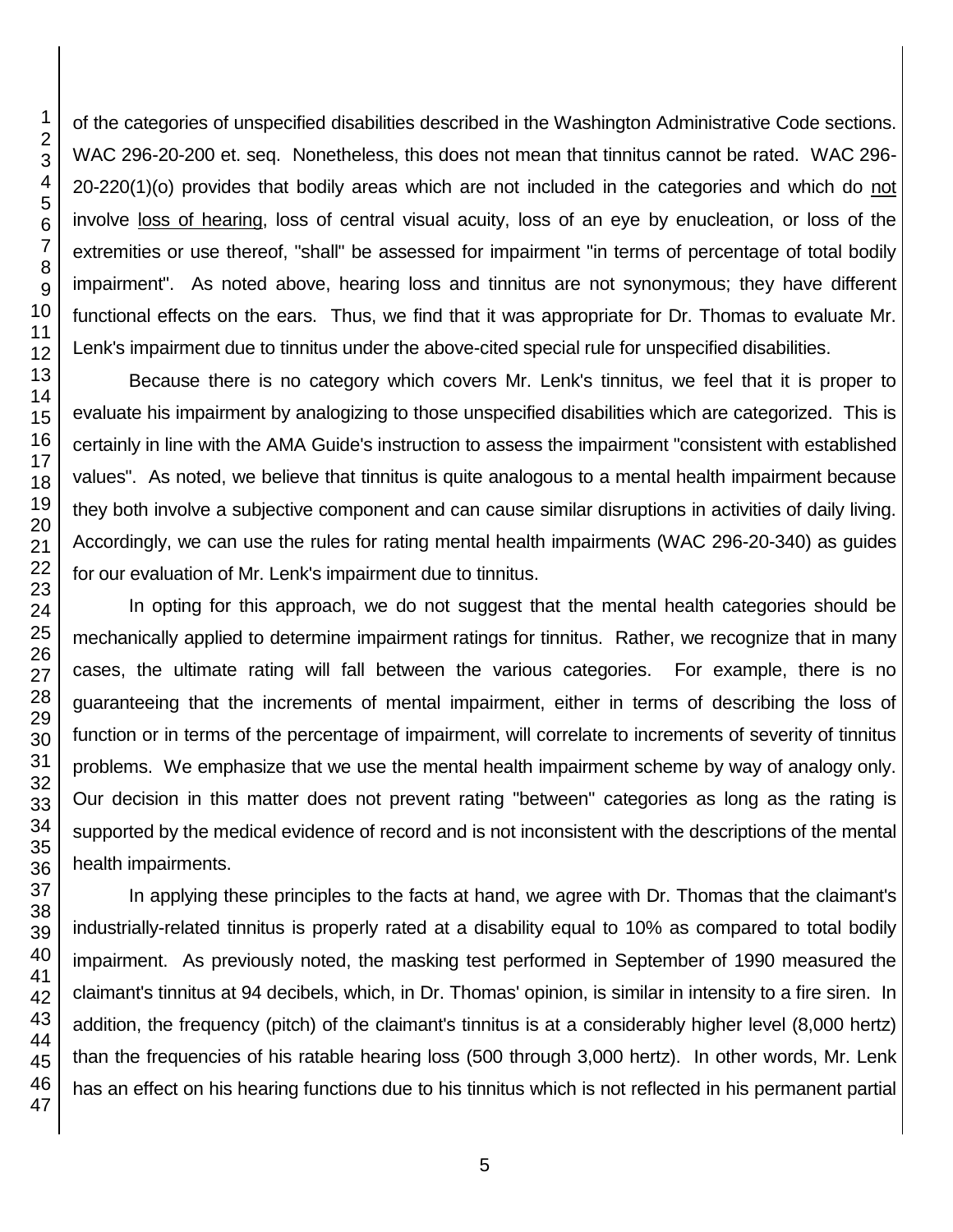of the categories of unspecified disabilities described in the Washington Administrative Code sections. WAC 296-20-200 et. seq. Nonetheless, this does not mean that tinnitus cannot be rated. WAC 296-20-220(1)(o) provides that bodily areas which are not included in the categories and which do not involve loss of hearing, loss of central visual acuity, loss of an eye by enucleation, or loss of the extremities or use thereof, "shall" be assessed for impairment "in terms of percentage of total bodily impairment". As noted above, hearing loss and tinnitus are not synonymous; they have different functional effects on the ears. Thus, we find that it was appropriate for Dr. Thomas to evaluate Mr. Lenk's impairment due to tinnitus under the above-cited special rule for unspecified disabilities.

Because there is no category which covers Mr. Lenk's tinnitus, we feel that it is proper to evaluate his impairment by analogizing to those unspecified disabilities which are categorized. This is certainly in line with the AMA Guide's instruction to assess the impairment "consistent with established values". As noted, we believe that tinnitus is quite analogous to a mental health impairment because they both involve a subjective component and can cause similar disruptions in activities of daily living. Accordingly, we can use the rules for rating mental health impairments (WAC 296-20-340) as guides for our evaluation of Mr. Lenk's impairment due to tinnitus.

In opting for this approach, we do not suggest that the mental health categories should be mechanically applied to determine impairment ratings for tinnitus. Rather, we recognize that in many cases, the ultimate rating will fall between the various categories. For example, there is no guaranteeing that the increments of mental impairment, either in terms of describing the loss of function or in terms of the percentage of impairment, will correlate to increments of severity of tinnitus problems. We emphasize that we use the mental health impairment scheme by way of analogy only. Our decision in this matter does not prevent rating "between" categories as long as the rating is supported by the medical evidence of record and is not inconsistent with the descriptions of the mental health impairments.

In applying these principles to the facts at hand, we agree with Dr. Thomas that the claimant's industrially-related tinnitus is properly rated at a disability equal to 10% as compared to total bodily impairment. As previously noted, the masking test performed in September of 1990 measured the claimant's tinnitus at 94 decibels, which, in Dr. Thomas' opinion, is similar in intensity to a fire siren. In addition, the frequency (pitch) of the claimant's tinnitus is at a considerably higher level (8,000 hertz) than the frequencies of his ratable hearing loss (500 through 3,000 hertz). In other words, Mr. Lenk has an effect on his hearing functions due to his tinnitus which is not reflected in his permanent partial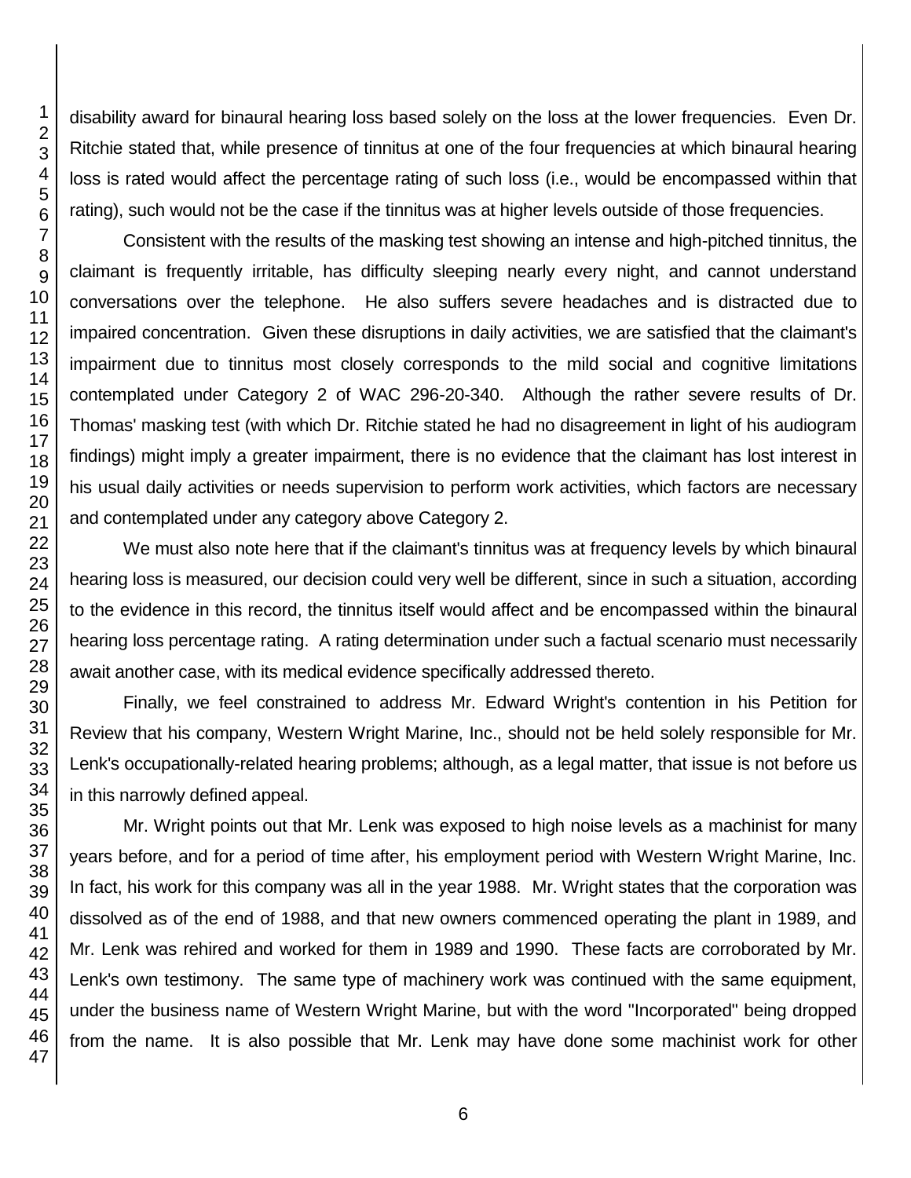disability award for binaural hearing loss based solely on the loss at the lower frequencies. Even Dr. Ritchie stated that, while presence of tinnitus at one of the four frequencies at which binaural hearing loss is rated would affect the percentage rating of such loss (i.e., would be encompassed within that rating), such would not be the case if the tinnitus was at higher levels outside of those frequencies.

Consistent with the results of the masking test showing an intense and high-pitched tinnitus, the claimant is frequently irritable, has difficulty sleeping nearly every night, and cannot understand conversations over the telephone. He also suffers severe headaches and is distracted due to impaired concentration. Given these disruptions in daily activities, we are satisfied that the claimant's impairment due to tinnitus most closely corresponds to the mild social and cognitive limitations contemplated under Category 2 of WAC 296-20-340. Although the rather severe results of Dr. Thomas' masking test (with which Dr. Ritchie stated he had no disagreement in light of his audiogram findings) might imply a greater impairment, there is no evidence that the claimant has lost interest in his usual daily activities or needs supervision to perform work activities, which factors are necessary and contemplated under any category above Category 2.

We must also note here that if the claimant's tinnitus was at frequency levels by which binaural hearing loss is measured, our decision could very well be different, since in such a situation, according to the evidence in this record, the tinnitus itself would affect and be encompassed within the binaural hearing loss percentage rating. A rating determination under such a factual scenario must necessarily await another case, with its medical evidence specifically addressed thereto.

Finally, we feel constrained to address Mr. Edward Wright's contention in his Petition for Review that his company, Western Wright Marine, Inc., should not be held solely responsible for Mr. Lenk's occupationally-related hearing problems; although, as a legal matter, that issue is not before us in this narrowly defined appeal.

Mr. Wright points out that Mr. Lenk was exposed to high noise levels as a machinist for many years before, and for a period of time after, his employment period with Western Wright Marine, Inc. In fact, his work for this company was all in the year 1988. Mr. Wright states that the corporation was dissolved as of the end of 1988, and that new owners commenced operating the plant in 1989, and Mr. Lenk was rehired and worked for them in 1989 and 1990. These facts are corroborated by Mr. Lenk's own testimony. The same type of machinery work was continued with the same equipment, under the business name of Western Wright Marine, but with the word "Incorporated" being dropped from the name. It is also possible that Mr. Lenk may have done some machinist work for other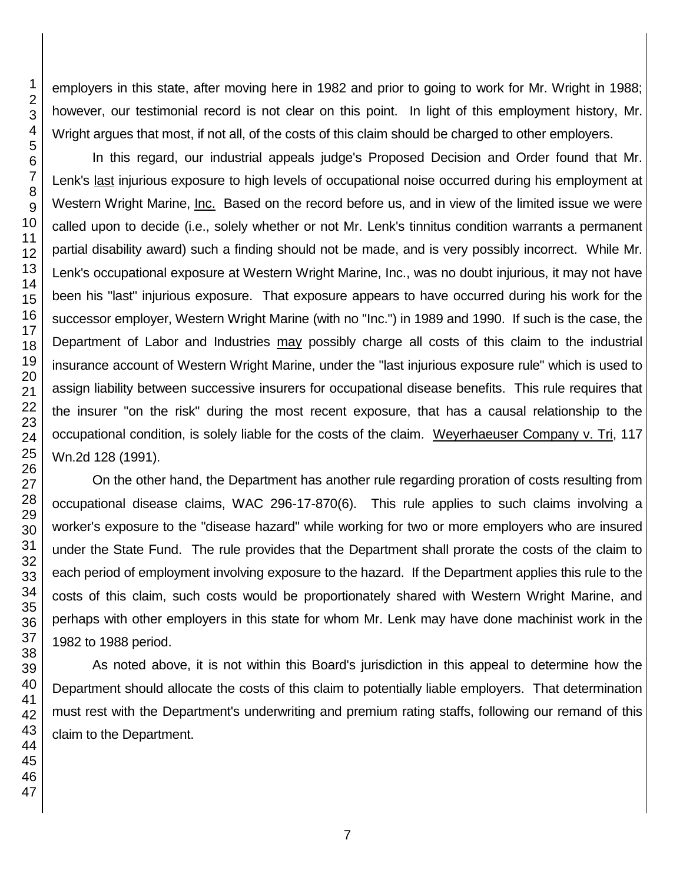employers in this state, after moving here in 1982 and prior to going to work for Mr. Wright in 1988; however, our testimonial record is not clear on this point. In light of this employment history, Mr. Wright argues that most, if not all, of the costs of this claim should be charged to other employers.

In this regard, our industrial appeals judge's Proposed Decision and Order found that Mr. Lenk's last injurious exposure to high levels of occupational noise occurred during his employment at Western Wright Marine, Inc. Based on the record before us, and in view of the limited issue we were called upon to decide (i.e., solely whether or not Mr. Lenk's tinnitus condition warrants a permanent partial disability award) such a finding should not be made, and is very possibly incorrect. While Mr. Lenk's occupational exposure at Western Wright Marine, Inc., was no doubt injurious, it may not have been his "last" injurious exposure. That exposure appears to have occurred during his work for the successor employer, Western Wright Marine (with no "Inc.") in 1989 and 1990. If such is the case, the Department of Labor and Industries may possibly charge all costs of this claim to the industrial insurance account of Western Wright Marine, under the "last injurious exposure rule" which is used to assign liability between successive insurers for occupational disease benefits. This rule requires that the insurer "on the risk" during the most recent exposure, that has a causal relationship to the occupational condition, is solely liable for the costs of the claim. Weyerhaeuser Company v. Tri, 117 Wn.2d 128 (1991).

On the other hand, the Department has another rule regarding proration of costs resulting from occupational disease claims, WAC 296-17-870(6). This rule applies to such claims involving a worker's exposure to the "disease hazard" while working for two or more employers who are insured under the State Fund. The rule provides that the Department shall prorate the costs of the claim to each period of employment involving exposure to the hazard. If the Department applies this rule to the costs of this claim, such costs would be proportionately shared with Western Wright Marine, and perhaps with other employers in this state for whom Mr. Lenk may have done machinist work in the 1982 to 1988 period.

As noted above, it is not within this Board's jurisdiction in this appeal to determine how the Department should allocate the costs of this claim to potentially liable employers. That determination must rest with the Department's underwriting and premium rating staffs, following our remand of this claim to the Department.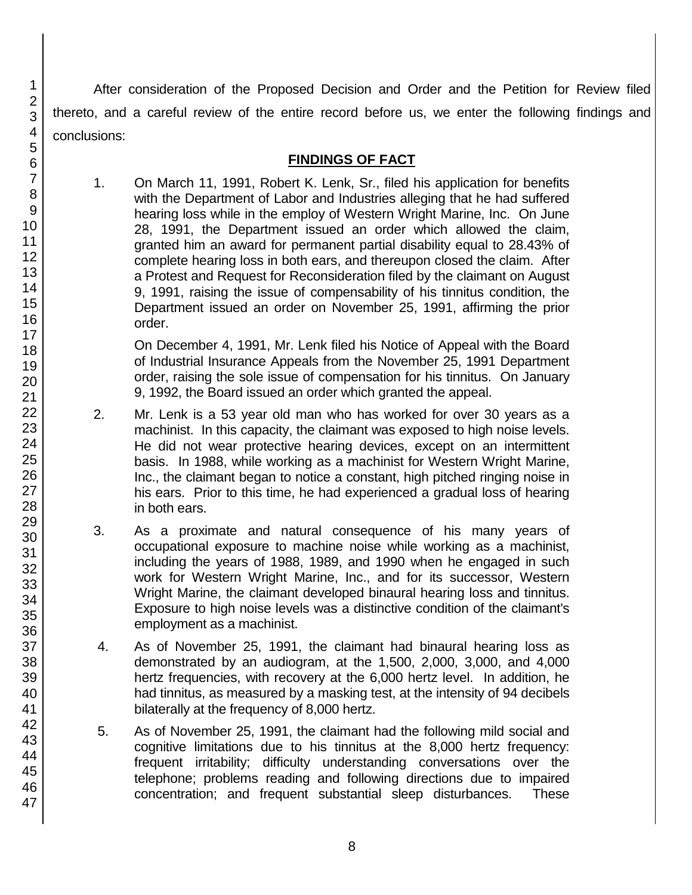After consideration of the Proposed Decision and Order and the Petition for Review filed thereto, and a careful review of the entire record before us, we enter the following findings and conclusions:

## FINDINGS OF FACT

1. On March 11, 1991, Robert K. Lenk, Sr., filed his application for benefits with the Department of Labor and Industries alleging that he had suffered hearing loss while in the employ of Western Wright Marine, Inc. On June 28, 1991, the Department issued an order which allowed the claim, granted him an award for permanent partial disability equal to 28.43% of complete hearing loss in both ears, and thereupon closed the claim. After a Protest and Request for Reconsideration filed by the claimant on August 9, 1991, raising the issue of compensability of his tinnitus condition, the Department issued an order on November 25, 1991, affirming the prior order.

   On December 4, 1991, Mr. Lenk filed his Notice of Appeal with the Board of Industrial Insurance Appeals from the November 25, 1991 Department order, raising the sole issue of compensation for his tinnitus. On January 9, 1992, the Board issued an order which granted the appeal.

2. Mr. Lenk is a 53 year old man who has worked for over 30 years as a machinist. In this capacity, the claimant was exposed to high noise levels. He did not wear protective hearing devices, except on an intermittent basis. In 1988, while working as a machinist for Western Wright Marine, Inc., the claimant began to notice a constant, high pitched ringing noise in his ears. Prior to this time, he had experienced a gradual loss of hearing in both ears.

3. As a proximate and natural consequence of his many years of occupational exposure to machine noise while working as a machinist, including the years of 1988, 1989, and 1990 when he engaged in such work for Western Wright Marine, Inc., and for its successor, Western Wright Marine, the claimant developed binaural hearing loss and tinnitus. Exposure to high noise levels was a distinctive condition of the claimant's employment as a machinist.

4. As of November 25, 1991, the claimant had binaural hearing loss as demonstrated by an audiogram, at the 1,500, 2,000, 3,000, and 4,000 hertz frequencies, with recovery at the 6,000 hertz level. In addition, he had tinnitus, as measured by a masking test, at the intensity of 94 decibels bilaterally at the frequency of 8,000 hertz.

5. As of November 25, 1991, the claimant had the following mild social and cognitive limitations due to his tinnitus at the 8,000 hertz frequency: frequent irritability; difficulty understanding conversations over the telephone; problems reading and following directions due to impaired concentration; and frequent substantial sleep disturbances. These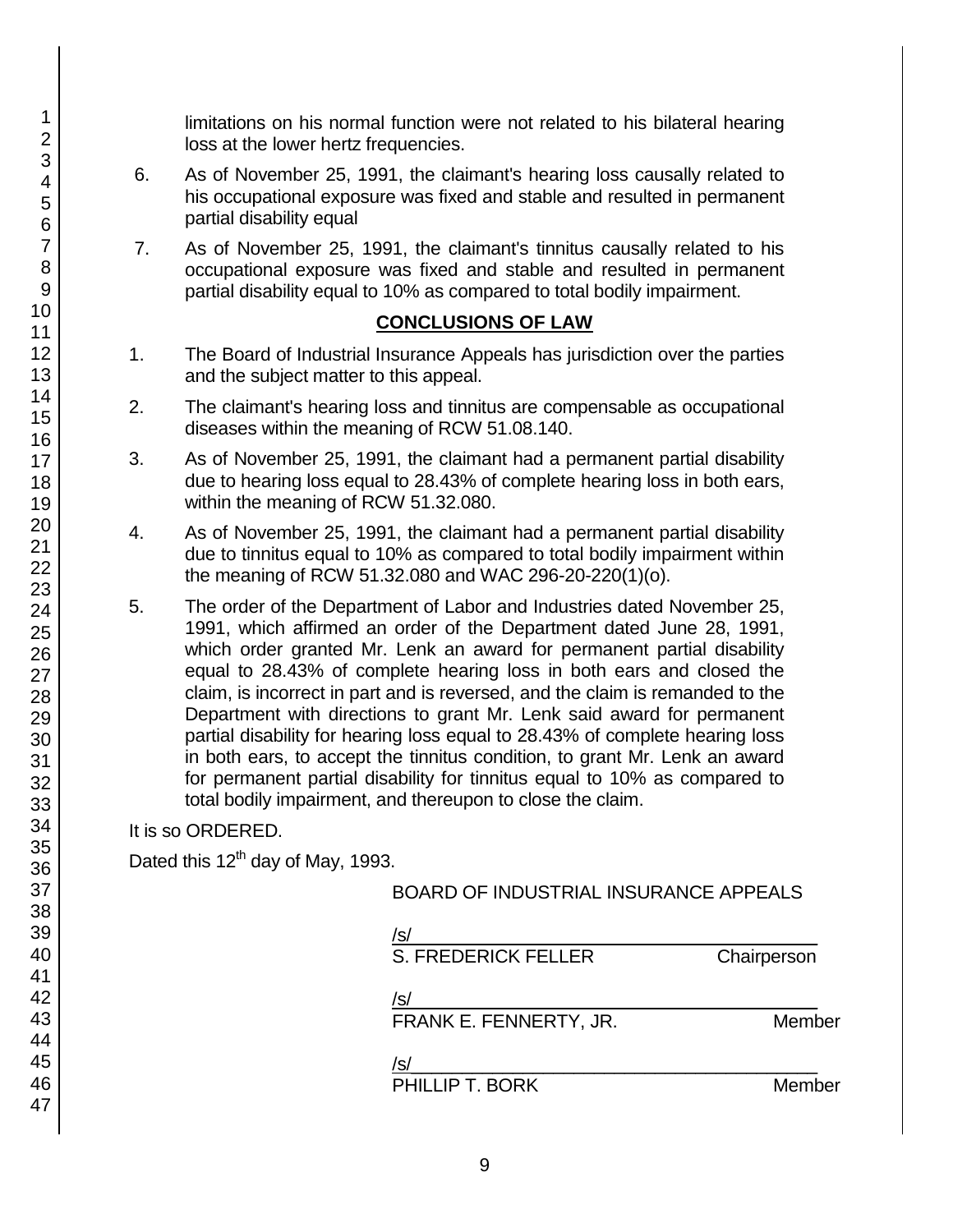limitations on his normal function were not related to his bilateral hearing loss at the lower hertz frequencies.

6. As of November 25, 1991, the claimant's hearing loss causally related to his occupational exposure was fixed and stable and resulted in permanent partial disability equal

7. As of November 25, 1991, the claimant's tinnitus causally related to his occupational exposure was fixed and stable and resulted in permanent partial disability equal to 10% as compared to total bodily impairment.

## CONCLUSIONS OF LAW

1. The Board of Industrial Insurance Appeals has jurisdiction over the parties and the subject matter to this appeal.

2. The claimant's hearing loss and tinnitus are compensable as occupational diseases within the meaning of RCW 51.08.140.

3. As of November 25, 1991, the claimant had a permanent partial disability due to hearing loss equal to 28.43% of complete hearing loss in both ears, within the meaning of RCW 51.32.080.

4. As of November 25, 1991, the claimant had a permanent partial disability due to tinnitus equal to 10% as compared to total bodily impairment within the meaning of RCW 51.32.080 and WAC 296-20-220(1)(o).

5. The order of the Department of Labor and Industries dated November 25, 1991, which affirmed an order of the Department dated June 28, 1991, which order granted Mr. Lenk an award for permanent partial disability equal to 28.43% of complete hearing loss in both ears and closed the claim, is incorrect in part and is reversed, and the claim is remanded to the Department with directions to grant Mr. Lenk said award for permanent partial disability for hearing loss equal to 28.43% of complete hearing loss in both ears, to accept the tinnitus condition, to grant Mr. Lenk an award for permanent partial disability for tinnitus equal to 10% as compared to total bodily impairment, and thereupon to close the claim.

It is so ORDERED.

Dated this 12th day of May, 1993.

BOARD OF INDUSTRIAL INSURANCE APPEALS

/s/
S. FREDERICK FELLER Chairperson

/s/
FRANK E. FENNERTY, JR. Member

/s/
PHILLIP T. BORK Member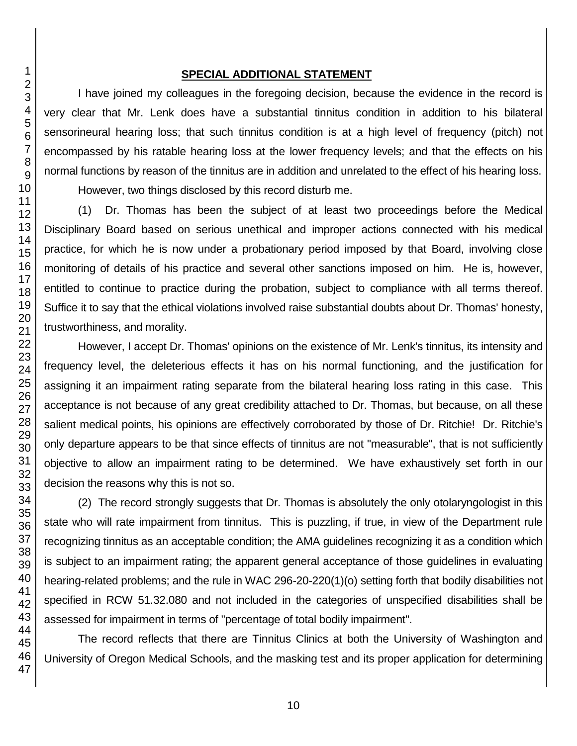## SPECIAL ADDITIONAL STATEMENT

I have joined my colleagues in the foregoing decision, because the evidence in the record is very clear that Mr. Lenk does have a substantial tinnitus condition in addition to his bilateral sensorineural hearing loss; that such tinnitus condition is at a high level of frequency (pitch) not encompassed by his ratable hearing loss at the lower frequency levels; and that the effects on his normal functions by reason of the tinnitus are in addition and unrelated to the effect of his hearing loss.

However, two things disclosed by this record disturb me.

(1) Dr. Thomas has been the subject of at least two proceedings before the Medical Disciplinary Board based on serious unethical and improper actions connected with his medical practice, for which he is now under a probationary period imposed by that Board, involving close monitoring of details of his practice and several other sanctions imposed on him. He is, however, entitled to continue to practice during the probation, subject to compliance with all terms thereof. Suffice it to say that the ethical violations involved raise substantial doubts about Dr. Thomas' honesty, trustworthiness, and morality.

However, I accept Dr. Thomas' opinions on the existence of Mr. Lenk's tinnitus, its intensity and frequency level, the deleterious effects it has on his normal functioning, and the justification for assigning it an impairment rating separate from the bilateral hearing loss rating in this case. This acceptance is not because of any great credibility attached to Dr. Thomas, but because, on all these salient medical points, his opinions are effectively corroborated by those of Dr. Ritchie! Dr. Ritchie's only departure appears to be that since effects of tinnitus are not "measurable", that is not sufficiently objective to allow an impairment rating to be determined. We have exhaustively set forth in our decision the reasons why this is not so.

(2) The record strongly suggests that Dr. Thomas is absolutely the only otolaryngologist in this state who will rate impairment from tinnitus. This is puzzling, if true, in view of the Department rule recognizing tinnitus as an acceptable condition; the AMA guidelines recognizing it as a condition which is subject to an impairment rating; the apparent general acceptance of those guidelines in evaluating hearing-related problems; and the rule in WAC 296-20-220(1)(o) setting forth that bodily disabilities not specified in RCW 51.32.080 and not included in the categories of unspecified disabilities shall be assessed for impairment in terms of "percentage of total bodily impairment".

The record reflects that there are Tinnitus Clinics at both the University of Washington and University of Oregon Medical Schools, and the masking test and its proper application for determining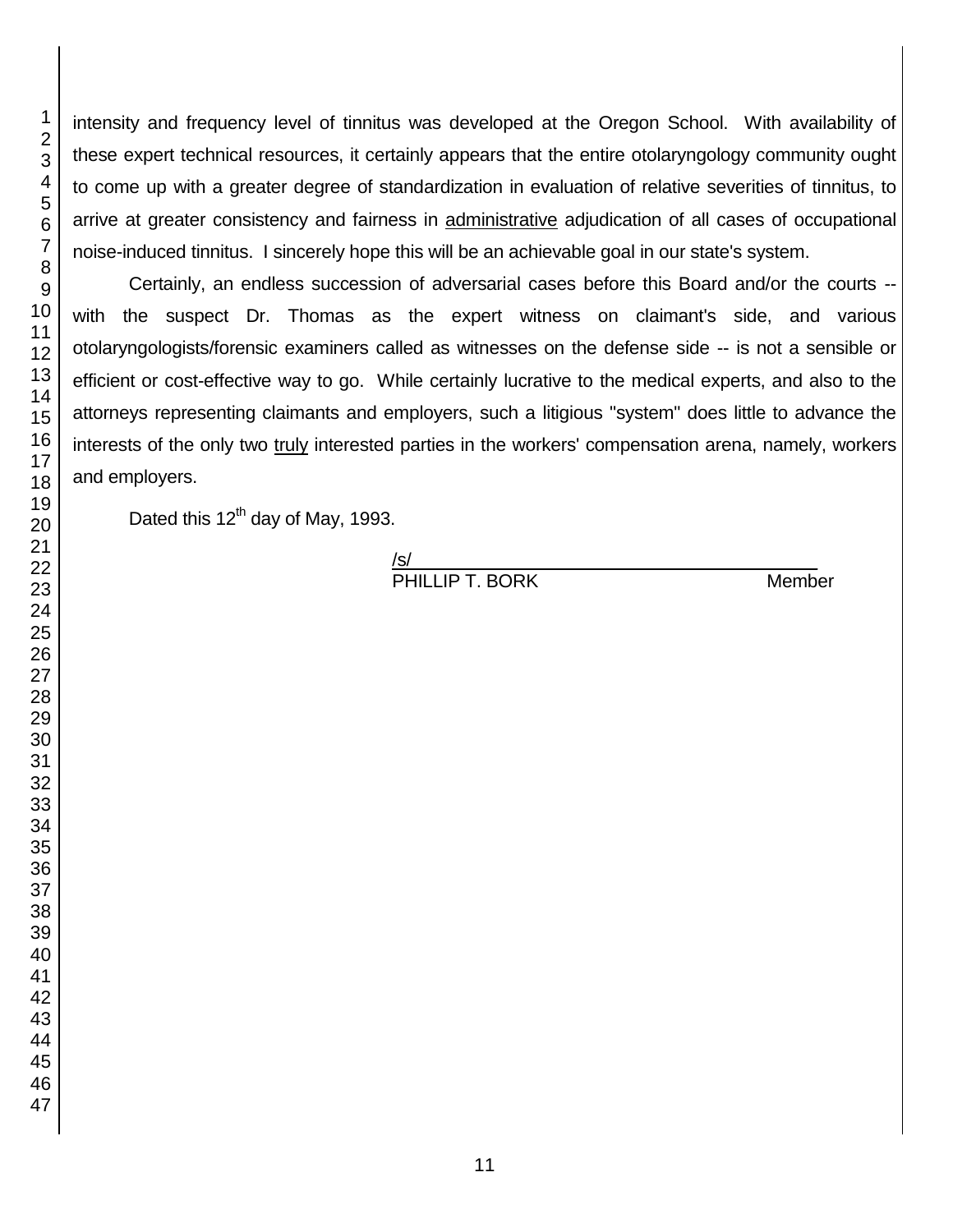intensity and frequency level of tinnitus was developed at the Oregon School. With availability of these expert technical resources, it certainly appears that the entire otolaryngology community ought to come up with a greater degree of standardization in evaluation of relative severities of tinnitus, to arrive at greater consistency and fairness in administrative adjudication of all cases of occupational noise-induced tinnitus. I sincerely hope this will be an achievable goal in our state's system.

Certainly, an endless succession of adversarial cases before this Board and/or the courts -- with the suspect Dr. Thomas as the expert witness on claimant's side, and various otolaryngologists/forensic examiners called as witnesses on the defense side -- is not a sensible or efficient or cost-effective way to go. While certainly lucrative to the medical experts, and also to the attorneys representing claimants and employers, such a litigious "system" does little to advance the interests of the only two truly interested parties in the workers' compensation arena, namely, workers and employers.

Dated this 12th day of May, 1993.

/s/

PHILLIP T. BORK Member